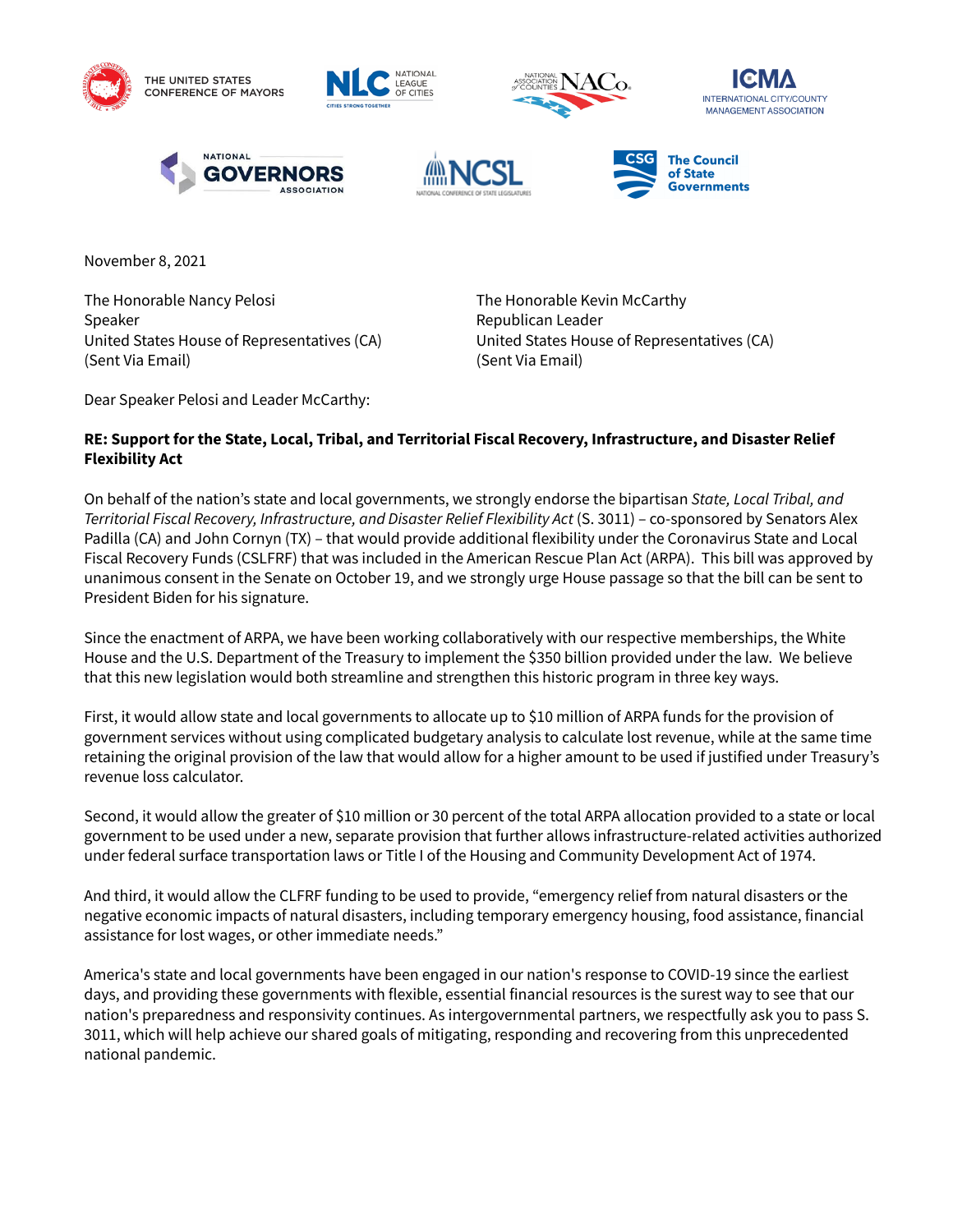THE UNITED STATES CONFERENCE OF MAYORS

NATIONAL LEAGUE OF CITIES

NATIONAL ASSOCIATION OF COUNTIES

INTERNATIONAL CITY/COUNTY MANAGEMENT ASSOCIATION

NATIONAL GOVERNORS ASSOCIATION

NATIONAL CONFERENCE OF STATE LEGISLATURES

The Council of State Governments

November 8, 2021

The Honorable Nancy Pelosi
Speaker
United States House of Representatives (CA)
(Sent Via Email)

The Honorable Kevin McCarthy
Republican Leader
United States House of Representatives (CA)
(Sent Via Email)

Dear Speaker Pelosi and Leader McCarthy:

**RE: Support for the State, Local, Tribal, and Territorial Fiscal Recovery, Infrastructure, and Disaster Relief Flexibility Act**

On behalf of the nation's state and local governments, we strongly endorse the bipartisan *State, Local Tribal, and Territorial Fiscal Recovery, Infrastructure, and Disaster Relief Flexibility Act* (S. 3011) – co-sponsored by Senators Alex Padilla (CA) and John Cornyn (TX) – that would provide additional flexibility under the Coronavirus State and Local Fiscal Recovery Funds (CSLFRF) that was included in the American Rescue Plan Act (ARPA). This bill was approved by unanimous consent in the Senate on October 19, and we strongly urge House passage so that the bill can be sent to President Biden for his signature.

Since the enactment of ARPA, we have been working collaboratively with our respective memberships, the White House and the U.S. Department of the Treasury to implement the $350 billion provided under the law. We believe that this new legislation would both streamline and strengthen this historic program in three key ways.

First, it would allow state and local governments to allocate up to $10 million of ARPA funds for the provision of government services without using complicated budgetary analysis to calculate lost revenue, while at the same time retaining the original provision of the law that would allow for a higher amount to be used if justified under Treasury's revenue loss calculator.

Second, it would allow the greater of $10 million or 30 percent of the total ARPA allocation provided to a state or local government to be used under a new, separate provision that further allows infrastructure-related activities authorized under federal surface transportation laws or Title I of the Housing and Community Development Act of 1974.

And third, it would allow the CLFRF funding to be used to provide, "emergency relief from natural disasters or the negative economic impacts of natural disasters, including temporary emergency housing, food assistance, financial assistance for lost wages, or other immediate needs."

America's state and local governments have been engaged in our nation's response to COVID-19 since the earliest days, and providing these governments with flexible, essential financial resources is the surest way to see that our nation's preparedness and responsivity continues. As intergovernmental partners, we respectfully ask you to pass S. 3011, which will help achieve our shared goals of mitigating, responding and recovering from this unprecedented national pandemic.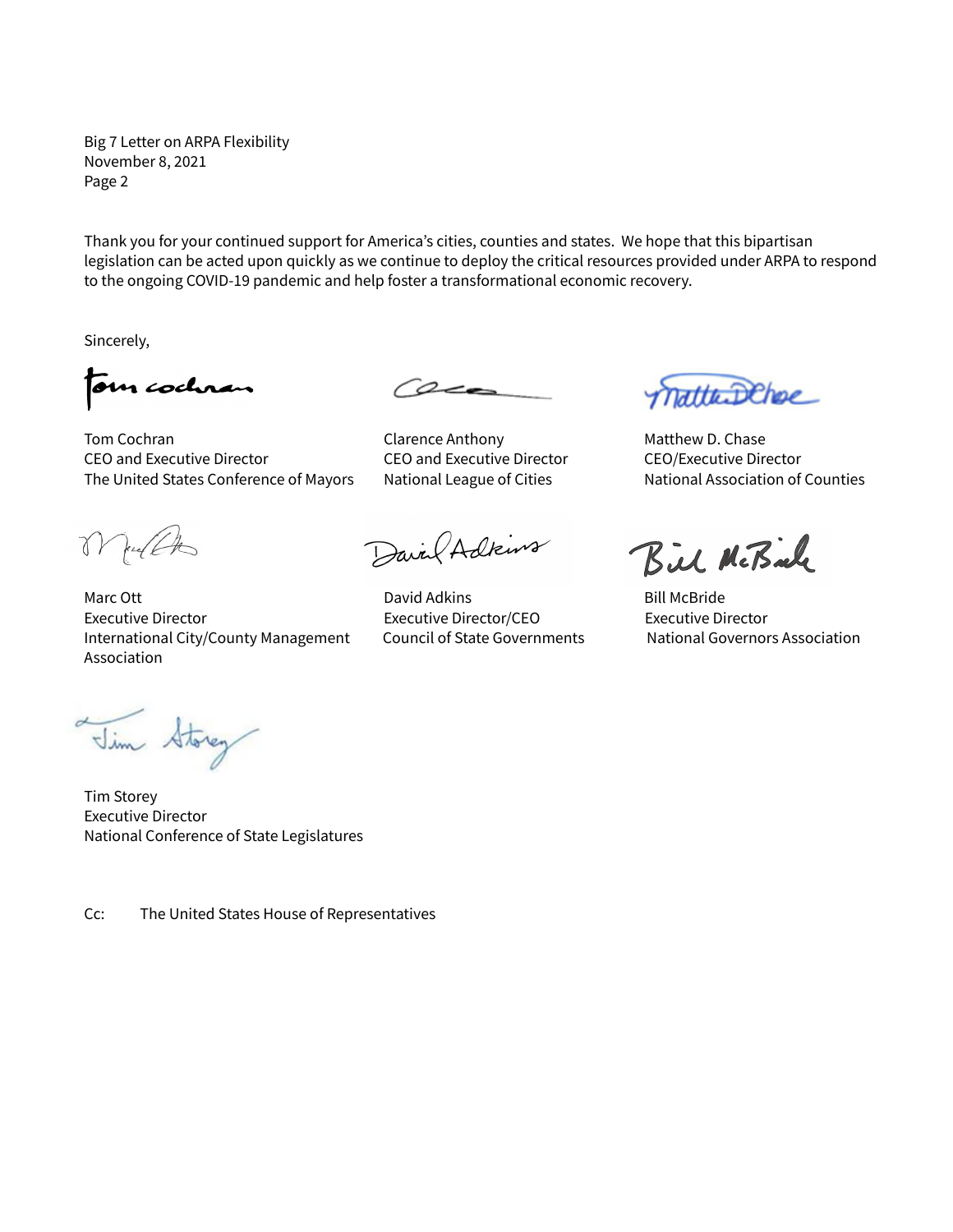Thank you for your continued support for America's cities, counties and states. We hope that this bipartisan legislation can be acted upon quickly as we continue to deploy the critical resources provided under ARPA to respond to the ongoing COVID-19 pandemic and help foster a transformational economic recovery.

Sincerely,

Tom Cochran
CEO and Executive Director
The United States Conference of Mayors

Clarence Anthony
CEO and Executive Director
National League of Cities

Matthew D. Chase
CEO/Executive Director
National Association of Counties

Marc Ott
Executive Director
International City/County Management Association

David Adkins
Executive Director/CEO
Council of State Governments

Bill McBride
Executive Director
National Governors Association

Tim Storey
Executive Director
National Conference of State Legislatures

Cc: The United States House of Representatives